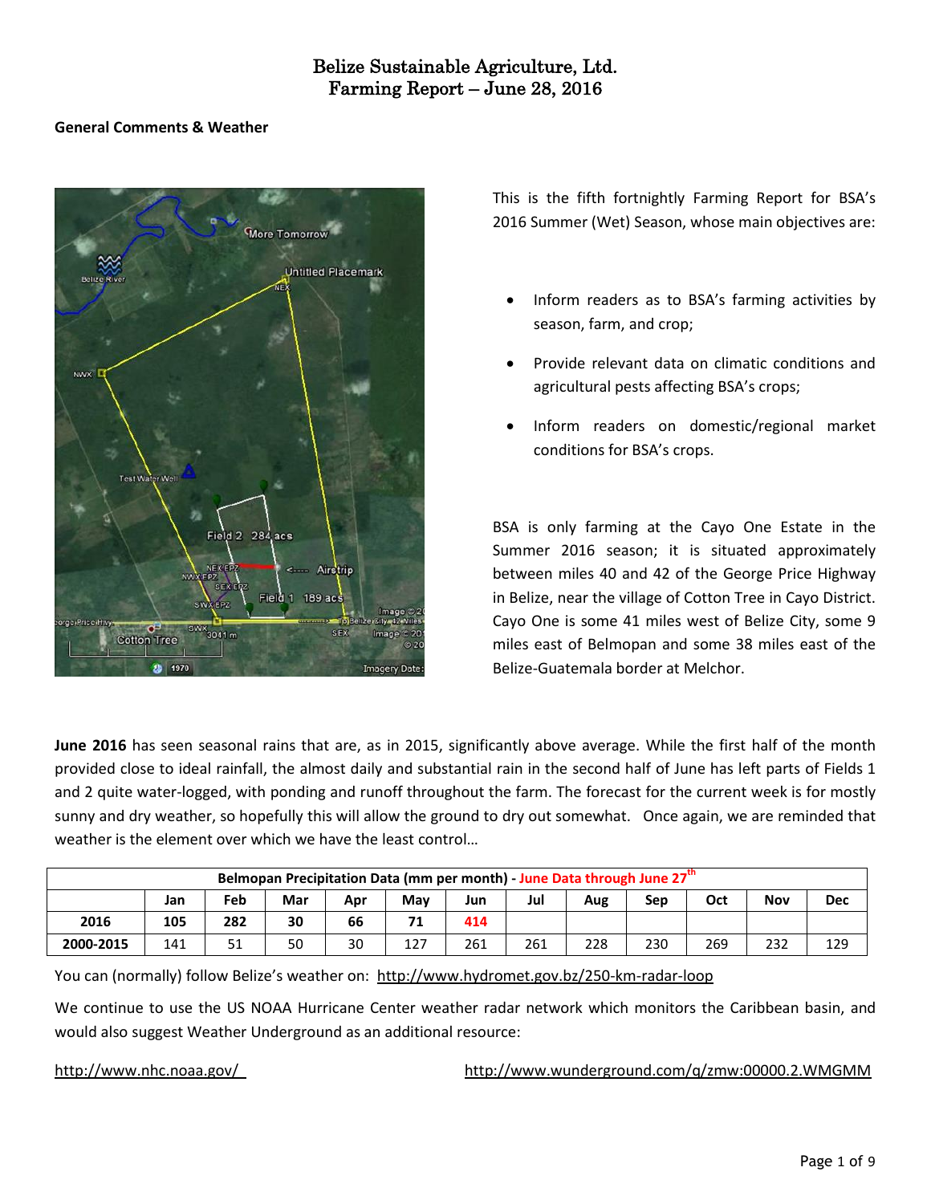# Belize Sustainable Agriculture, Ltd.
# Farming Report – June 28, 2016

## General Comments & Weather

This is the fifth fortnightly Farming Report for BSA's 2016 Summer (Wet) Season, whose main objectives are:

- Inform readers as to BSA's farming activities by season, farm, and crop;
- Provide relevant data on climatic conditions and agricultural pests affecting BSA's crops;
- Inform readers on domestic/regional market conditions for BSA's crops.

BSA is only farming at the Cayo One Estate in the Summer 2016 season; it is situated approximately between miles 40 and 42 of the George Price Highway in Belize, near the village of Cotton Tree in Cayo District. Cayo One is some 41 miles west of Belize City, some 9 miles east of Belmopan and some 38 miles east of the Belize-Guatemala border at Melchor.

**June 2016** has seen seasonal rains that are, as in 2015, significantly above average. While the first half of the month provided close to ideal rainfall, the almost daily and substantial rain in the second half of June has left parts of Fields 1 and 2 quite water-logged, with ponding and runoff throughout the farm. The forecast for the current week is for mostly sunny and dry weather, so hopefully this will allow the ground to dry out somewhat. Once again, we are reminded that weather is the element over which we have the least control…

| Belmopan Precipitation Data (mm per month) - June Data through June 27th | | | | | | | | | | | | |
|---|---|---|---|---|---|---|---|---|---|---|---|---|
| | Jan | Feb | Mar | Apr | May | Jun | Jul | Aug | Sep | Oct | Nov | Dec |
| 2016 | 105 | 282 | 30 | 66 | 71 | 414 | | | | | | |
| 2000-2015 | 141 | 51 | 50 | 30 | 127 | 261 | 261 | 228 | 230 | 269 | 232 | 129 |

You can (normally) follow Belize's weather on: http://www.hydromet.gov.bz/250-km-radar-loop

We continue to use the US NOAA Hurricane Center weather radar network which monitors the Caribbean basin, and would also suggest Weather Underground as an additional resource:

http://www.nhc.noaa.gov/ http://www.wunderground.com/q/zmw:00000.2.WMGMM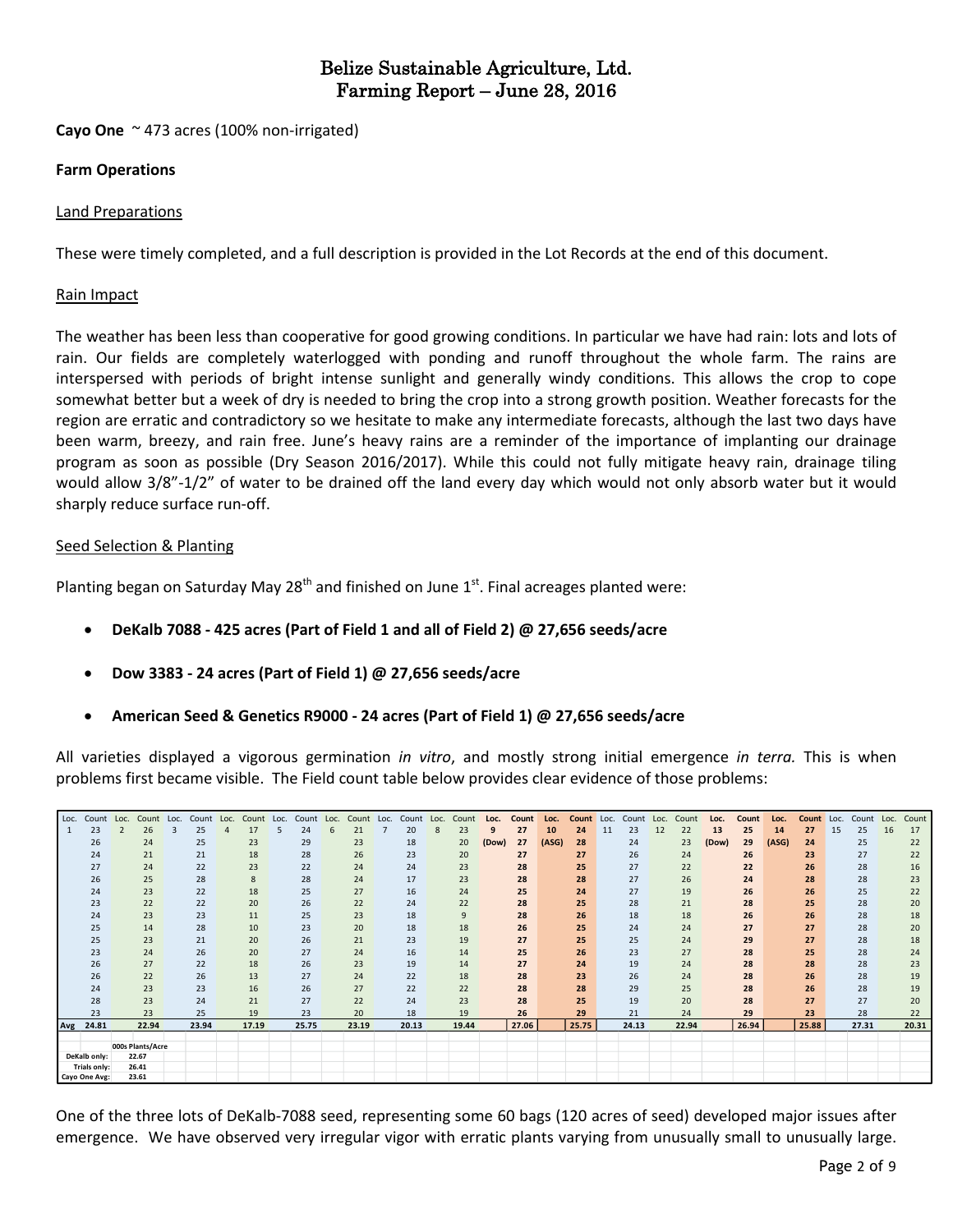# Belize Sustainable Agriculture, Ltd.
# Farming Report – June 28, 2016

**Cayo One** ~ 473 acres (100% non-irrigated)

**Farm Operations**

Land Preparations

These were timely completed, and a full description is provided in the Lot Records at the end of this document.

Rain Impact

The weather has been less than cooperative for good growing conditions. In particular we have had rain: lots and lots of rain. Our fields are completely waterlogged with ponding and runoff throughout the whole farm. The rains are interspersed with periods of bright intense sunlight and generally windy conditions. This allows the crop to cope somewhat better but a week of dry is needed to bring the crop into a strong growth position. Weather forecasts for the region are erratic and contradictory so we hesitate to make any intermediate forecasts, although the last two days have been warm, breezy, and rain free. June's heavy rains are a reminder of the importance of implanting our drainage program as soon as possible (Dry Season 2016/2017). While this could not fully mitigate heavy rain, drainage tiling would allow 3/8"-1/2" of water to be drained off the land every day which would not only absorb water but it would sharply reduce surface run-off.

Seed Selection & Planting

Planting began on Saturday May 28th and finished on June 1st. Final acreages planted were:

- **DeKalb 7088 - 425 acres (Part of Field 1 and all of Field 2) @ 27,656 seeds/acre**
- **Dow 3383 - 24 acres (Part of Field 1) @ 27,656 seeds/acre**
- **American Seed & Genetics R9000 - 24 acres (Part of Field 1) @ 27,656 seeds/acre**

All varieties displayed a vigorous germination *in vitro*, and mostly strong initial emergence *in terra.* This is when problems first became visible. The Field count table below provides clear evidence of those problems:

| Loc. | Count | Loc. | Count | Loc. | Count | Loc. | Count | Loc. | Count | Loc. | Count | Loc. | Count | Loc. | Count | Loc. | Count | Loc. | Count | Loc. | Count | Loc. | Count | Loc. | Count | Loc. | Count | Loc. | Count | Loc. | Count |
|---|---|---|---|---|---|---|---|---|---|---|---|---|---|---|---|---|---|---|---|---|---|---|---|---|---|---|---|---|---|---|---|
| 1 | 23 | 2 | 26 | 3 | 25 | 4 | 17 | 5 | 24 | 6 | 21 | 7 | 20 | 8 | 23 | **9** | **27** | **10** | **24** | 11 | 23 | 12 | 22 | **13** | **25** | **14** | **27** | 15 | 25 | 16 | 17 |
| | 26 | | 24 | | 25 | | 23 | | 29 | | 23 | | 18 | | 20 | **(Dow)** | **27** | **(ASG)** | **28** | | 24 | | 23 | **(Dow)** | **29** | **(ASG)** | **24** | | 25 | | 22 |
| | 24 | | 21 | | 21 | | 18 | | 28 | | 26 | | 23 | | 20 | | **27** | | **27** | | 26 | | 24 | | **26** | | **23** | | 27 | | 22 |
| | 27 | | 24 | | 22 | | 23 | | 22 | | 24 | | 24 | | 23 | | **28** | | **25** | | 27 | | 22 | | **22** | | **26** | | 28 | | 16 |
| | 26 | | 25 | | 28 | | 8 | | 28 | | 24 | | 17 | | 23 | | **28** | | **28** | | 27 | | 26 | | **24** | | **28** | | 28 | | 23 |
| | 24 | | 23 | | 22 | | 18 | | 25 | | 27 | | 16 | | 24 | | **25** | | **24** | | 27 | | 19 | | **26** | | **26** | | 25 | | 22 |
| | 23 | | 22 | | 22 | | 20 | | 26 | | 22 | | 24 | | 22 | | **28** | | **25** | | 28 | | 21 | | **28** | | **25** | | 28 | | 20 |
| | 24 | | 23 | | 23 | | 11 | | 25 | | 23 | | 18 | | 9 | | **28** | | **26** | | 18 | | 18 | | **26** | | **26** | | 28 | | 18 |
| | 25 | | 14 | | 28 | | 10 | | 23 | | 20 | | 18 | | 18 | | **26** | | **25** | | 24 | | 24 | | **27** | | **27** | | 28 | | 20 |
| | 25 | | 23 | | 21 | | 20 | | 26 | | 21 | | 23 | | 19 | | **27** | | **25** | | 25 | | 24 | | **29** | | **27** | | 28 | | 18 |
| | 23 | | 24 | | 26 | | 20 | | 27 | | 24 | | 16 | | 14 | | **25** | | **26** | | 23 | | 27 | | **28** | | **25** | | 28 | | 24 |
| | 26 | | 27 | | 22 | | 18 | | 26 | | 23 | | 19 | | 14 | | **27** | | **24** | | 19 | | 24 | | **28** | | **28** | | 28 | | 23 |
| | 26 | | 22 | | 26 | | 13 | | 27 | | 24 | | 22 | | 18 | | **28** | | **23** | | 26 | | 24 | | **28** | | **26** | | 28 | | 19 |
| | 24 | | 23 | | 23 | | 16 | | 26 | | 27 | | 22 | | 22 | | **28** | | **28** | | 29 | | 25 | | **28** | | **26** | | 28 | | 19 |
| | 28 | | 23 | | 24 | | 21 | | 27 | | 22 | | 24 | | 23 | | **28** | | **25** | | 19 | | 20 | | **28** | | **27** | | 27 | | 20 |
| | 23 | | 23 | | 25 | | 19 | | 23 | | 20 | | 18 | | 19 | | **26** | | **29** | | 21 | | 24 | | **29** | | **23** | | 28 | | 22 |
| **Avg** | **24.81** | | **22.94** | | **23.94** | | **17.19** | | **25.75** | | **23.19** | | **20.13** | | **19.44** | | **27.06** | | **25.75** | | **24.13** | | **22.94** | | **26.94** | | **25.88** | | **27.31** | | **20.31** |

| | 000s Plants/Acre |
|---|---|
| DeKalb only: | 22.67 |
| Trials only: | 26.41 |
| Cayo One Avg: | 23.61 |

One of the three lots of DeKalb-7088 seed, representing some 60 bags (120 acres of seed) developed major issues after emergence. We have observed very irregular vigor with erratic plants varying from unusually small to unusually large.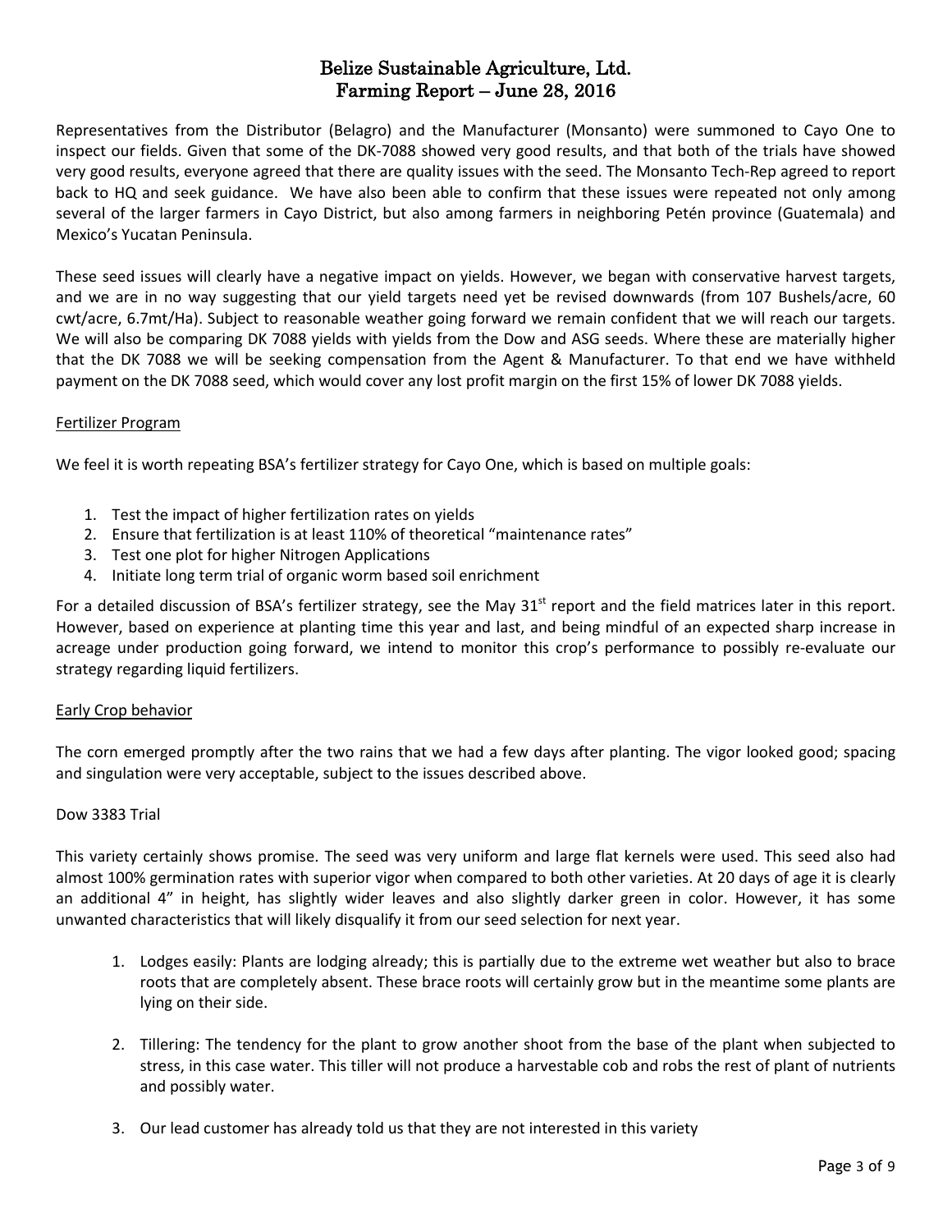# Belize Sustainable Agriculture, Ltd.
## Farming Report – June 28, 2016

Representatives from the Distributor (Belagro) and the Manufacturer (Monsanto) were summoned to Cayo One to inspect our fields. Given that some of the DK-7088 showed very good results, and that both of the trials have showed very good results, everyone agreed that there are quality issues with the seed. The Monsanto Tech-Rep agreed to report back to HQ and seek guidance. We have also been able to confirm that these issues were repeated not only among several of the larger farmers in Cayo District, but also among farmers in neighboring Petén province (Guatemala) and Mexico's Yucatan Peninsula.

These seed issues will clearly have a negative impact on yields. However, we began with conservative harvest targets, and we are in no way suggesting that our yield targets need yet be revised downwards (from 107 Bushels/acre, 60 cwt/acre, 6.7mt/Ha). Subject to reasonable weather going forward we remain confident that we will reach our targets. We will also be comparing DK 7088 yields with yields from the Dow and ASG seeds. Where these are materially higher that the DK 7088 we will be seeking compensation from the Agent & Manufacturer. To that end we have withheld payment on the DK 7088 seed, which would cover any lost profit margin on the first 15% of lower DK 7088 yields.

### Fertilizer Program

We feel it is worth repeating BSA's fertilizer strategy for Cayo One, which is based on multiple goals:

1. Test the impact of higher fertilization rates on yields
2. Ensure that fertilization is at least 110% of theoretical "maintenance rates"
3. Test one plot for higher Nitrogen Applications
4. Initiate long term trial of organic worm based soil enrichment

For a detailed discussion of BSA's fertilizer strategy, see the May 31st report and the field matrices later in this report. However, based on experience at planting time this year and last, and being mindful of an expected sharp increase in acreage under production going forward, we intend to monitor this crop's performance to possibly re-evaluate our strategy regarding liquid fertilizers.

### Early Crop behavior

The corn emerged promptly after the two rains that we had a few days after planting. The vigor looked good; spacing and singulation were very acceptable, subject to the issues described above.

Dow 3383 Trial

This variety certainly shows promise. The seed was very uniform and large flat kernels were used. This seed also had almost 100% germination rates with superior vigor when compared to both other varieties. At 20 days of age it is clearly an additional 4" in height, has slightly wider leaves and also slightly darker green in color. However, it has some unwanted characteristics that will likely disqualify it from our seed selection for next year.

1. Lodges easily: Plants are lodging already; this is partially due to the extreme wet weather but also to brace roots that are completely absent. These brace roots will certainly grow but in the meantime some plants are lying on their side.

2. Tillering: The tendency for the plant to grow another shoot from the base of the plant when subjected to stress, in this case water. This tiller will not produce a harvestable cob and robs the rest of plant of nutrients and possibly water.

3. Our lead customer has already told us that they are not interested in this variety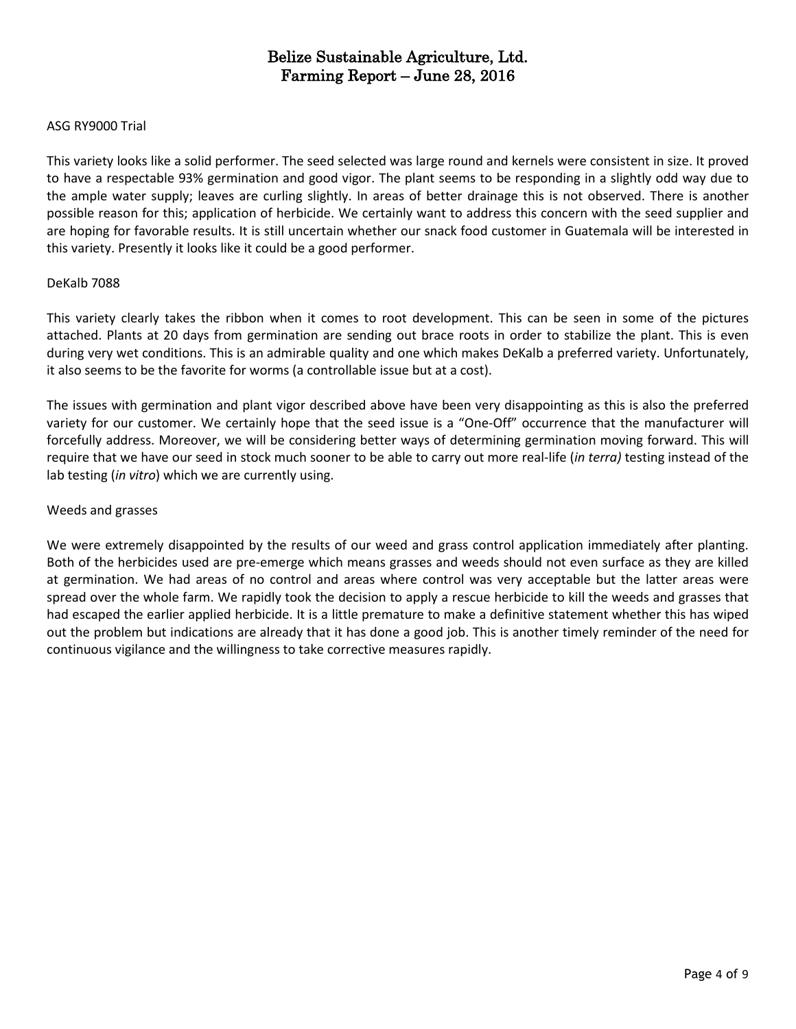# Belize Sustainable Agriculture, Ltd.
# Farming Report – June 28, 2016

## ASG RY9000 Trial

This variety looks like a solid performer. The seed selected was large round and kernels were consistent in size. It proved to have a respectable 93% germination and good vigor. The plant seems to be responding in a slightly odd way due to the ample water supply; leaves are curling slightly. In areas of better drainage this is not observed. There is another possible reason for this; application of herbicide. We certainly want to address this concern with the seed supplier and are hoping for favorable results. It is still uncertain whether our snack food customer in Guatemala will be interested in this variety. Presently it looks like it could be a good performer.

## DeKalb 7088

This variety clearly takes the ribbon when it comes to root development. This can be seen in some of the pictures attached. Plants at 20 days from germination are sending out brace roots in order to stabilize the plant. This is even during very wet conditions. This is an admirable quality and one which makes DeKalb a preferred variety. Unfortunately, it also seems to be the favorite for worms (a controllable issue but at a cost).

The issues with germination and plant vigor described above have been very disappointing as this is also the preferred variety for our customer. We certainly hope that the seed issue is a "One-Off" occurrence that the manufacturer will forcefully address. Moreover, we will be considering better ways of determining germination moving forward. This will require that we have our seed in stock much sooner to be able to carry out more real-life (*in terra)* testing instead of the lab testing (*in vitro*) which we are currently using.

## Weeds and grasses

We were extremely disappointed by the results of our weed and grass control application immediately after planting. Both of the herbicides used are pre-emerge which means grasses and weeds should not even surface as they are killed at germination. We had areas of no control and areas where control was very acceptable but the latter areas were spread over the whole farm. We rapidly took the decision to apply a rescue herbicide to kill the weeds and grasses that had escaped the earlier applied herbicide. It is a little premature to make a definitive statement whether this has wiped out the problem but indications are already that it has done a good job. This is another timely reminder of the need for continuous vigilance and the willingness to take corrective measures rapidly.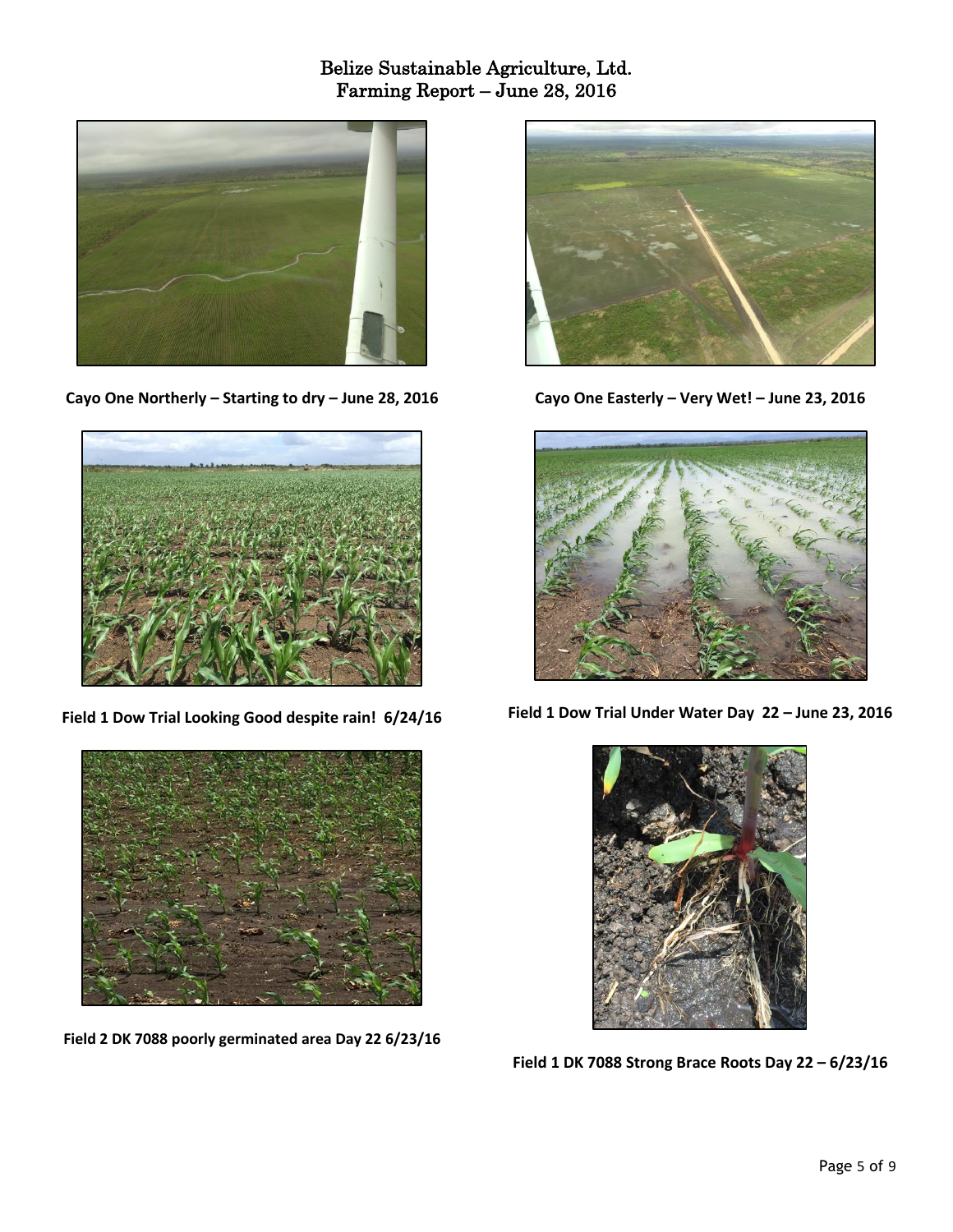# Belize Sustainable Agriculture, Ltd.
## Farming Report – June 28, 2016

**Cayo One Northerly – Starting to dry – June 28, 2016**

**Cayo One Easterly – Very Wet! – June 23, 2016**

**Field 1 Dow Trial Looking Good despite rain! 6/24/16**

**Field 1 Dow Trial Under Water Day 22 – June 23, 2016**

**Field 2 DK 7088 poorly germinated area Day 22 6/23/16**

**Field 1 DK 7088 Strong Brace Roots Day 22 – 6/23/16**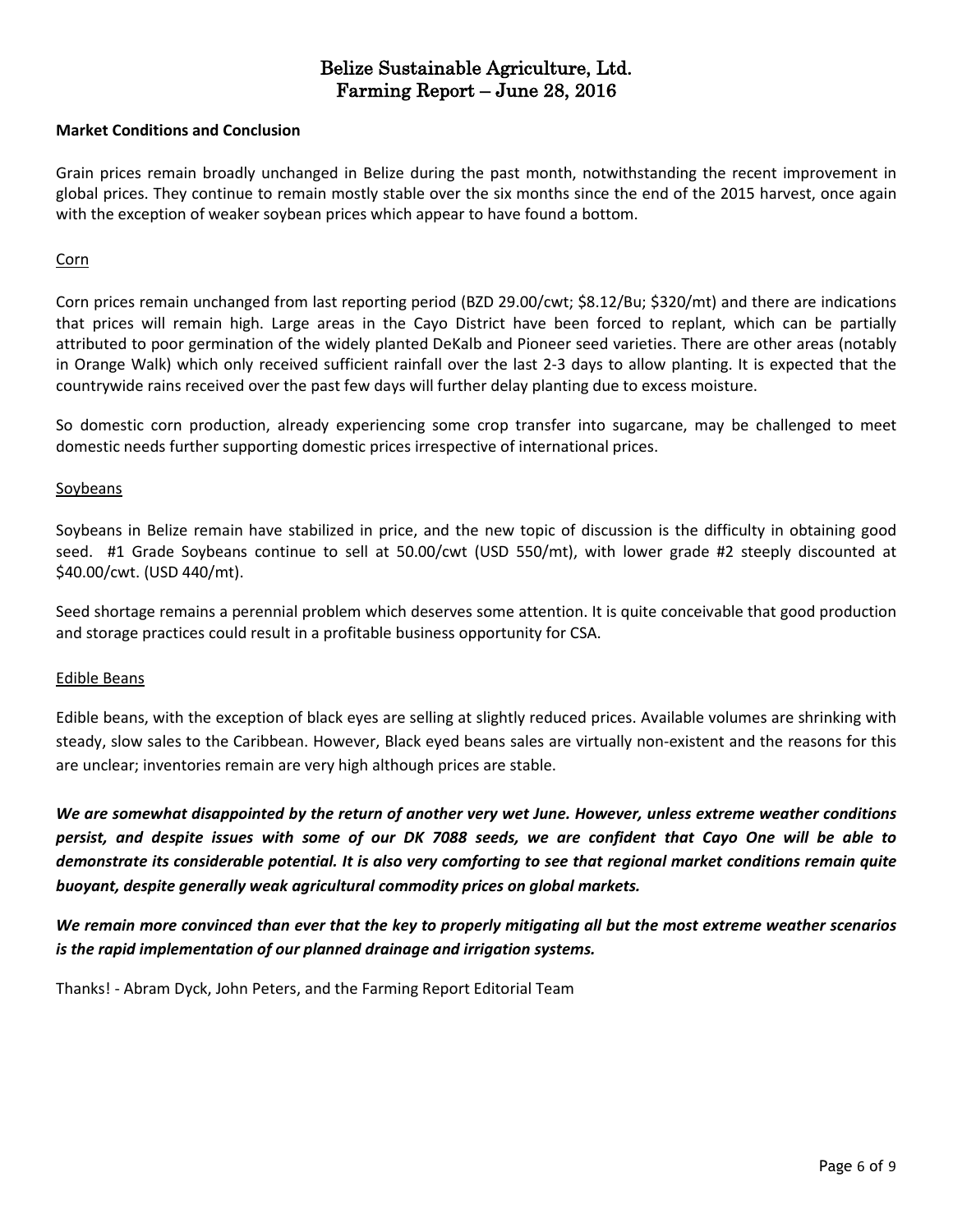# Belize Sustainable Agriculture, Ltd.
# Farming Report – June 28, 2016

**Market Conditions and Conclusion**

Grain prices remain broadly unchanged in Belize during the past month, notwithstanding the recent improvement in global prices. They continue to remain mostly stable over the six months since the end of the 2015 harvest, once again with the exception of weaker soybean prices which appear to have found a bottom.

Corn

Corn prices remain unchanged from last reporting period (BZD 29.00/cwt; $8.12/Bu; $320/mt) and there are indications that prices will remain high. Large areas in the Cayo District have been forced to replant, which can be partially attributed to poor germination of the widely planted DeKalb and Pioneer seed varieties. There are other areas (notably in Orange Walk) which only received sufficient rainfall over the last 2-3 days to allow planting. It is expected that the countrywide rains received over the past few days will further delay planting due to excess moisture.

So domestic corn production, already experiencing some crop transfer into sugarcane, may be challenged to meet domestic needs further supporting domestic prices irrespective of international prices.

Soybeans

Soybeans in Belize remain have stabilized in price, and the new topic of discussion is the difficulty in obtaining good seed. #1 Grade Soybeans continue to sell at 50.00/cwt (USD 550/mt), with lower grade #2 steeply discounted at $40.00/cwt. (USD 440/mt).

Seed shortage remains a perennial problem which deserves some attention. It is quite conceivable that good production and storage practices could result in a profitable business opportunity for CSA.

Edible Beans

Edible beans, with the exception of black eyes are selling at slightly reduced prices. Available volumes are shrinking with steady, slow sales to the Caribbean. However, Black eyed beans sales are virtually non-existent and the reasons for this are unclear; inventories remain are very high although prices are stable.

***We are somewhat disappointed by the return of another very wet June. However, unless extreme weather conditions persist, and despite issues with some of our DK 7088 seeds, we are confident that Cayo One will be able to demonstrate its considerable potential. It is also very comforting to see that regional market conditions remain quite buoyant, despite generally weak agricultural commodity prices on global markets.***

***We remain more convinced than ever that the key to properly mitigating all but the most extreme weather scenarios is the rapid implementation of our planned drainage and irrigation systems.***

Thanks! - Abram Dyck, John Peters, and the Farming Report Editorial Team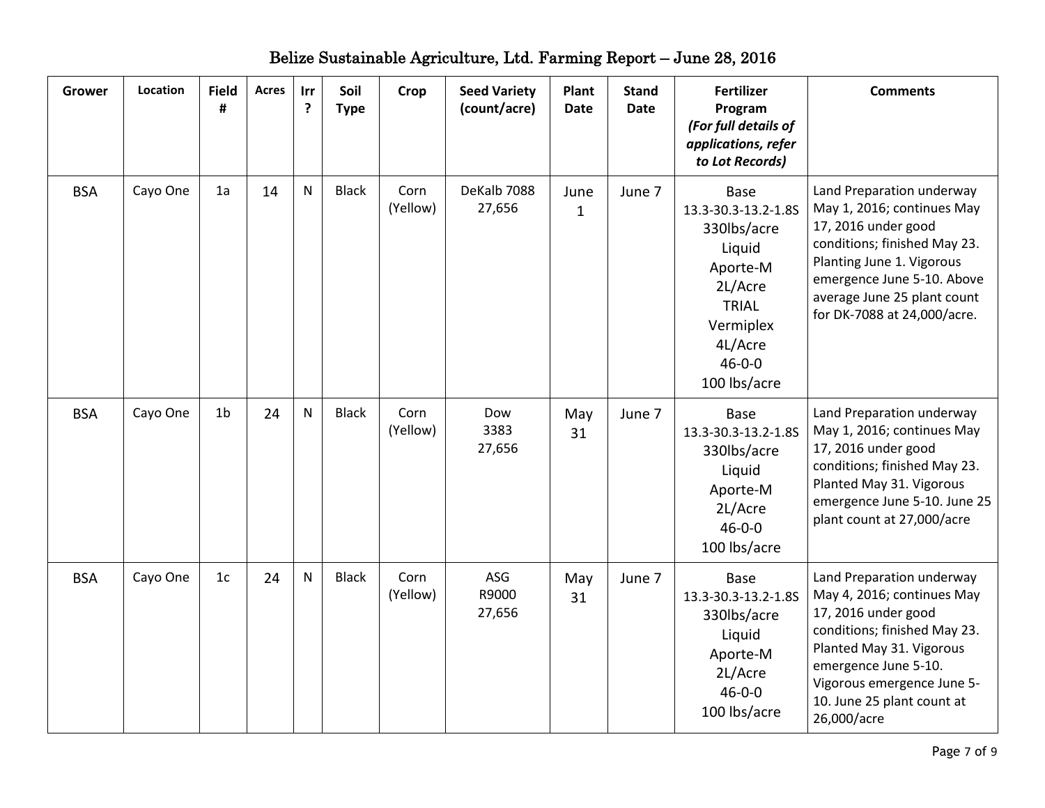# Belize Sustainable Agriculture, Ltd. Farming Report – June 28, 2016

| Grower | Location | Field # | Acres | Irr ? | Soil Type | Crop | Seed Variety (count/acre) | Plant Date | Stand Date | Fertilizer Program *(For full details of applications, refer to Lot Records)* | Comments |
|---|---|---|---|---|---|---|---|---|---|---|---|
| BSA | Cayo One | 1a | 14 | N | Black | Corn (Yellow) | DeKalb 7088 27,656 | June 1 | June 7 | Base 13.3-30.3-13.2-1.8S 330lbs/acre Liquid Aporte-M 2L/Acre TRIAL Vermiplex 4L/Acre 46-0-0 100 lbs/acre | Land Preparation underway May 1, 2016; continues May 17, 2016 under good conditions; finished May 23. Planting June 1. Vigorous emergence June 5-10. Above average June 25 plant count for DK-7088 at 24,000/acre. |
| BSA | Cayo One | 1b | 24 | N | Black | Corn (Yellow) | Dow 3383 27,656 | May 31 | June 7 | Base 13.3-30.3-13.2-1.8S 330lbs/acre Liquid Aporte-M 2L/Acre 46-0-0 100 lbs/acre | Land Preparation underway May 1, 2016; continues May 17, 2016 under good conditions; finished May 23. Planted May 31. Vigorous emergence June 5-10. June 25 plant count at 27,000/acre |
| BSA | Cayo One | 1c | 24 | N | Black | Corn (Yellow) | ASG R9000 27,656 | May 31 | June 7 | Base 13.3-30.3-13.2-1.8S 330lbs/acre Liquid Aporte-M 2L/Acre 46-0-0 100 lbs/acre | Land Preparation underway May 4, 2016; continues May 17, 2016 under good conditions; finished May 23. Planted May 31. Vigorous emergence June 5-10. Vigorous emergence June 5-10. June 25 plant count at 26,000/acre |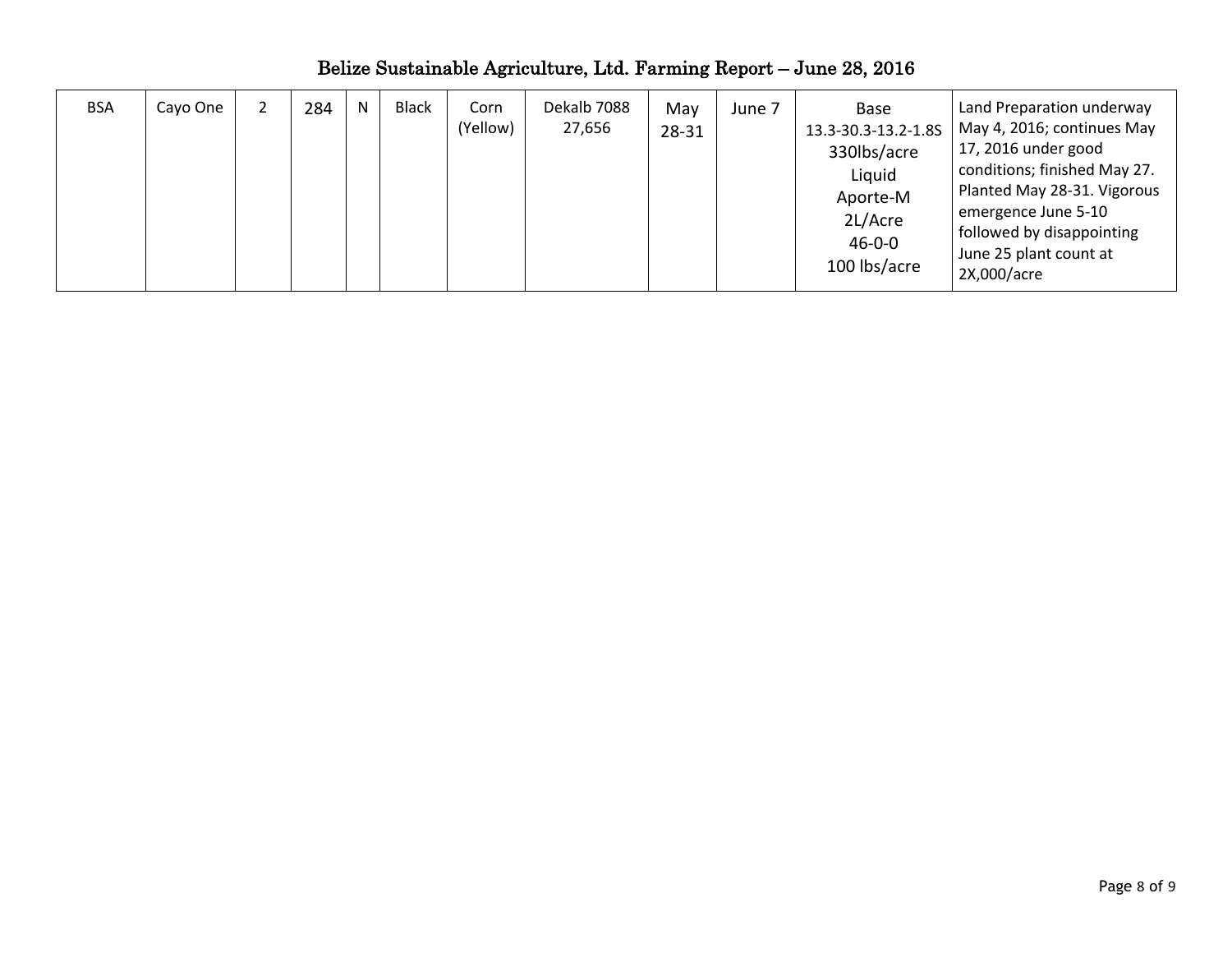# Belize Sustainable Agriculture, Ltd. Farming Report – June 28, 2016

| | | | | | | | | | | | |
|---|---|---|---|---|---|---|---|---|---|---|---|
| BSA | Cayo One | 2 | 284 | N | Black | Corn (Yellow) | Dekalb 7088 27,656 | May 28-31 | June 7 | Base 13.3-30.3-13.2-1.8S 330lbs/acre Liquid Aporte-M 2L/Acre 46-0-0 100 lbs/acre | Land Preparation underway May 4, 2016; continues May 17, 2016 under good conditions; finished May 27. Planted May 28-31. Vigorous emergence June 5-10 followed by disappointing June 25 plant count at 2X,000/acre |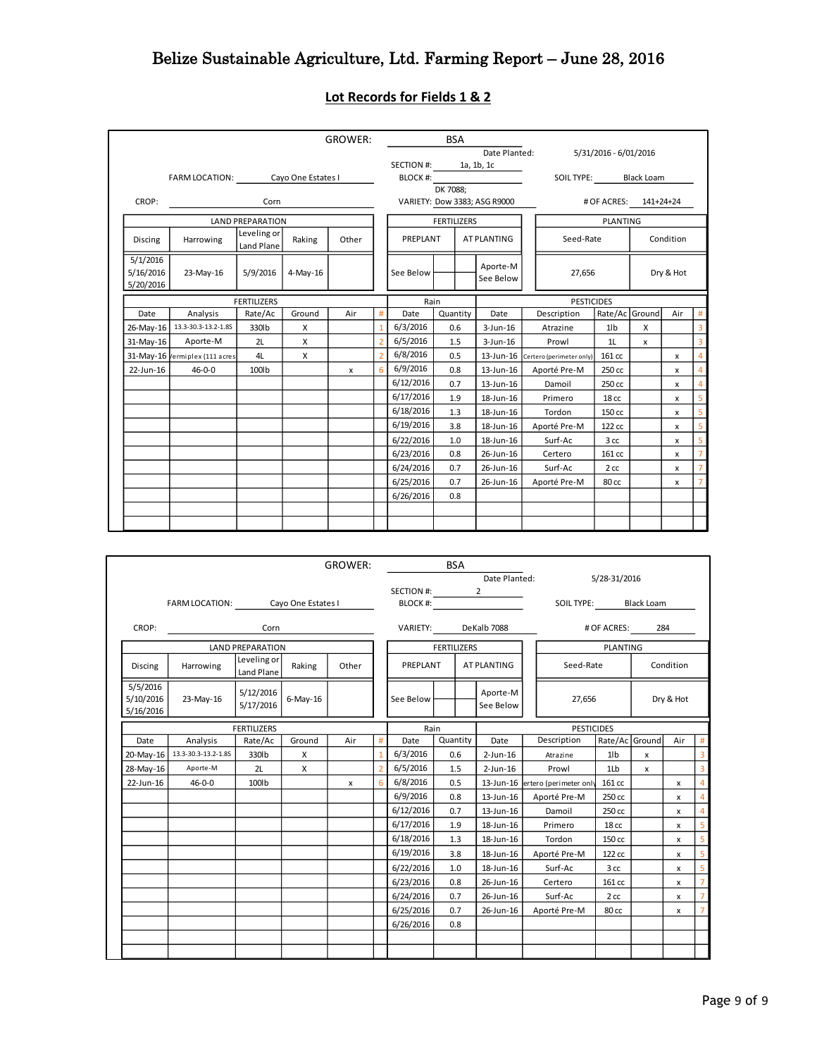# Belize Sustainable Agriculture, Ltd. Farming Report – June 28, 2016

## Lot Records for Fields 1 & 2

GROWER: BSA

Date Planted: 5/31/2016 - 6/01/2016

SECTION #: 1a, 1b, 1c

FARM LOCATION: Cayo One Estates I

BLOCK #:

SOIL TYPE: Black Loam

CROP: Corn

VARIETY: DK 7088; Dow 3383; ASG R9000

# OF ACRES: 141+24+24

| LAND PREPARATION | | | | | FERTILIZERS | | PLANTING | |
|---|---|---|---|---|---|---|---|---|
| Discing | Harrowing | Leveling or Land Plane | Raking | Other | PREPLANT | AT PLANTING | Seed-Rate | Condition |
| 5/1/2016 5/16/2016 5/20/2016 | 23-May-16 | 5/9/2016 | 4-May-16 | | See Below | Aporte-M See Below | 27,656 | Dry & Hot |

| FERTILIZERS | | | | | | Rain | | PESTICIDES | | | | | |
|---|---|---|---|---|---|---|---|---|---|---|---|---|---|
| Date | Analysis | Rate/Ac | Ground | Air | # | Date | Quantity | Date | Description | Rate/Ac | Ground | Air | # |
| 26-May-16 | 13.3-30.3-13.2-1.8S | 330lb | X | | 1 | 6/3/2016 | 0.6 | 3-Jun-16 | Atrazine | 1lb | X | | 3 |
| 31-May-16 | Aporte-M | 2L | X | | 2 | 6/5/2016 | 1.5 | 3-Jun-16 | Prowl | 1L | x | | 3 |
| 31-May-16 | Vermiplex (111 acres | 4L | X | | 2 | 6/8/2016 | 0.5 | 13-Jun-16 | Certero (perimeter only) | 161 cc | | x | 4 |
| 22-Jun-16 | 46-0-0 | 100lb | | x | 6 | 6/9/2016 | 0.8 | 13-Jun-16 | Aporté Pre-M | 250 cc | | x | 4 |
| | | | | | | 6/12/2016 | 0.7 | 13-Jun-16 | Damoil | 250 cc | | x | 4 |
| | | | | | | 6/17/2016 | 1.9 | 18-Jun-16 | Primero | 18 cc | | x | 5 |
| | | | | | | 6/18/2016 | 1.3 | 18-Jun-16 | Tordon | 150 cc | | x | 5 |
| | | | | | | 6/19/2016 | 3.8 | 18-Jun-16 | Aporté Pre-M | 122 cc | | x | 5 |
| | | | | | | 6/22/2016 | 1.0 | 18-Jun-16 | Surf-Ac | 3 cc | | x | 5 |
| | | | | | | 6/23/2016 | 0.8 | 26-Jun-16 | Certero | 161 cc | | x | 7 |
| | | | | | | 6/24/2016 | 0.7 | 26-Jun-16 | Surf-Ac | 2 cc | | x | 7 |
| | | | | | | 6/25/2016 | 0.7 | 26-Jun-16 | Aporté Pre-M | 80 cc | | x | 7 |
| | | | | | | 6/26/2016 | 0.8 | | | | | | |

GROWER: BSA

Date Planted: 5/28-31/2016

SECTION #: 2

FARM LOCATION: Cayo One Estates I

BLOCK #:

SOIL TYPE: Black Loam

CROP: Corn

VARIETY: DeKalb 7088

# OF ACRES: 284

| LAND PREPARATION | | | | | FERTILIZERS | | PLANTING | |
|---|---|---|---|---|---|---|---|---|
| Discing | Harrowing | Leveling or Land Plane | Raking | Other | PREPLANT | AT PLANTING | Seed-Rate | Condition |
| 5/5/2016 5/10/2016 5/16/2016 | 23-May-16 | 5/12/2016 5/17/2016 | 6-May-16 | | See Below | Aporte-M See Below | 27,656 | Dry & Hot |

| FERTILIZERS | | | | | | Rain | | PESTICIDES | | | | | |
|---|---|---|---|---|---|---|---|---|---|---|---|---|---|
| Date | Analysis | Rate/Ac | Ground | Air | # | Date | Quantity | Date | Description | Rate/Ac | Ground | Air | # |
| 20-May-16 | 13.3-30.3-13.2-1.8S | 330lb | X | | 1 | 6/3/2016 | 0.6 | 2-Jun-16 | Atrazine | 1lb | x | | 3 |
| 28-May-16 | Aporte-M | 2L | X | | 2 | 6/5/2016 | 1.5 | 2-Jun-16 | Prowl | 1Lb | x | | 3 |
| 22-Jun-16 | 46-0-0 | 100lb | | x | 6 | 6/8/2016 | 0.5 | 13-Jun-16 | ertero (perimeter only | 161 cc | | x | 4 |
| | | | | | | 6/9/2016 | 0.8 | 13-Jun-16 | Aporté Pre-M | 250 cc | | x | 4 |
| | | | | | | 6/12/2016 | 0.7 | 13-Jun-16 | Damoil | 250 cc | | x | 4 |
| | | | | | | 6/17/2016 | 1.9 | 18-Jun-16 | Primero | 18 cc | | x | 5 |
| | | | | | | 6/18/2016 | 1.3 | 18-Jun-16 | Tordon | 150 cc | | x | 5 |
| | | | | | | 6/19/2016 | 3.8 | 18-Jun-16 | Aporté Pre-M | 122 cc | | x | 5 |
| | | | | | | 6/22/2016 | 1.0 | 18-Jun-16 | Surf-Ac | 3 cc | | x | 5 |
| | | | | | | 6/23/2016 | 0.8 | 26-Jun-16 | Certero | 161 cc | | x | 7 |
| | | | | | | 6/24/2016 | 0.7 | 26-Jun-16 | Surf-Ac | 2 cc | | x | 7 |
| | | | | | | 6/25/2016 | 0.7 | 26-Jun-16 | Aporté Pre-M | 80 cc | | x | 7 |
| | | | | | | 6/26/2016 | 0.8 | | | | | | |